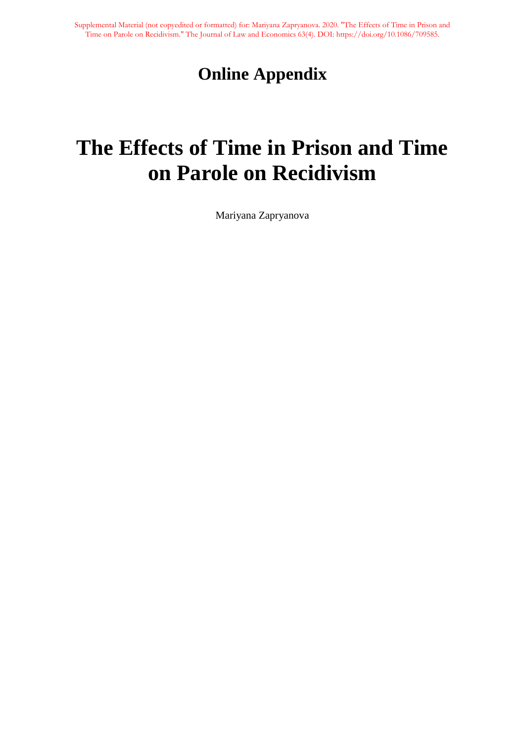Supplemental Material (not copyedited or formatted) for: Mariyana Zapryanova. 2020. "The Effects of Time in Prison and Time on Parole on Recidivism." The Journal of Law and Economics 63(4). DOI: https://doi.org/10.1086/709585.

# Online Appendix

# The Effects of Time in Prison and Time on Parole on Recidivism

Mariyana Zapryanova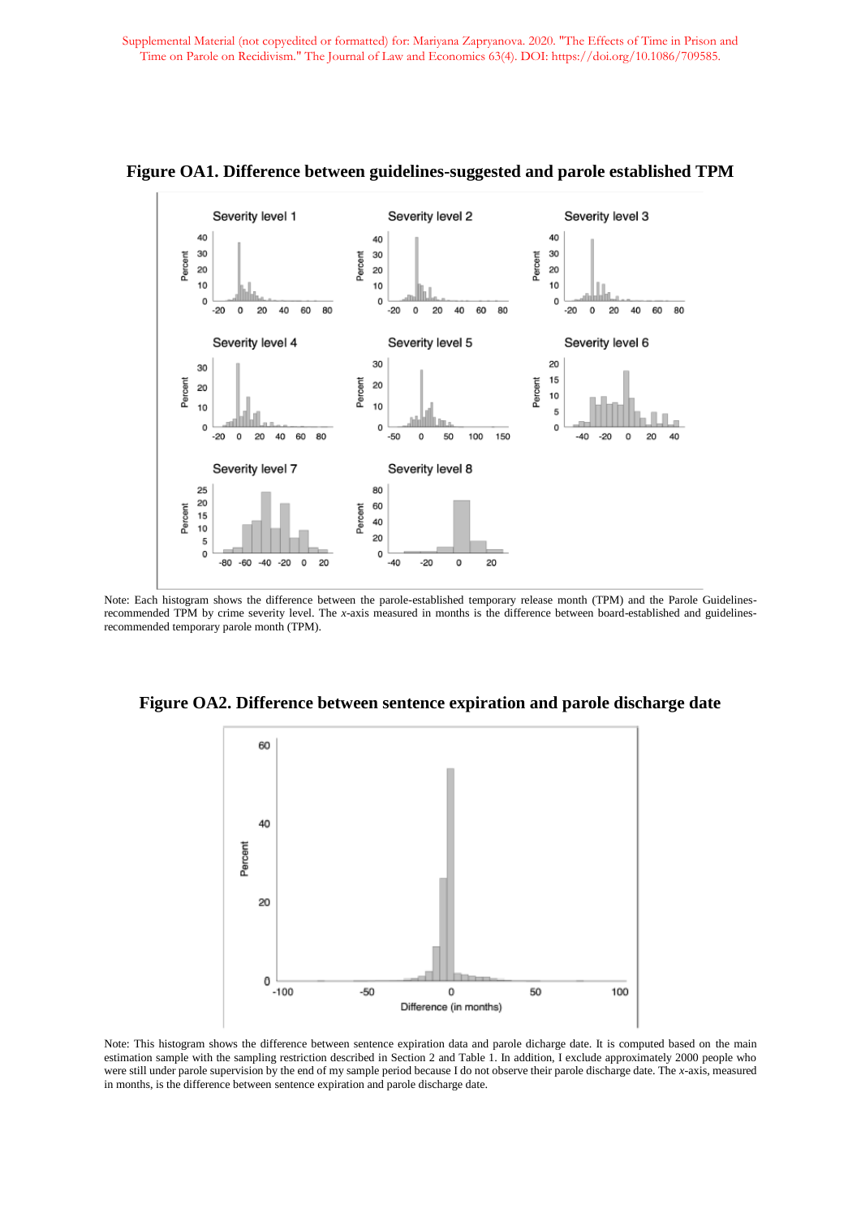Supplemental Material (not copyedited or formatted) for: Mariyana Zapryanova. 2020. "The Effects of Time in Prison and Time on Parole on Recidivism." The Journal of Law and Economics 63(4). DOI: https://doi.org/10.1086/709585.

## Figure OA1. Difference between guidelines-suggested and parole established TPM

Note: Each histogram shows the difference between the parole-established temporary release month (TPM) and the Parole Guidelines-recommended TPM by crime severity level. The *x*-axis measured in months is the difference between board-established and guidelines-recommended temporary parole month (TPM).

## Figure OA2. Difference between sentence expiration and parole discharge date

Note: This histogram shows the difference between sentence expiration data and parole dicharge date. It is computed based on the main estimation sample with the sampling restriction described in Section 2 and Table 1. In addition, I exclude approximately 2000 people who were still under parole supervision by the end of my sample period because I do not observe their parole discharge date. The *x*-axis, measured in months, is the difference between sentence expiration and parole discharge date.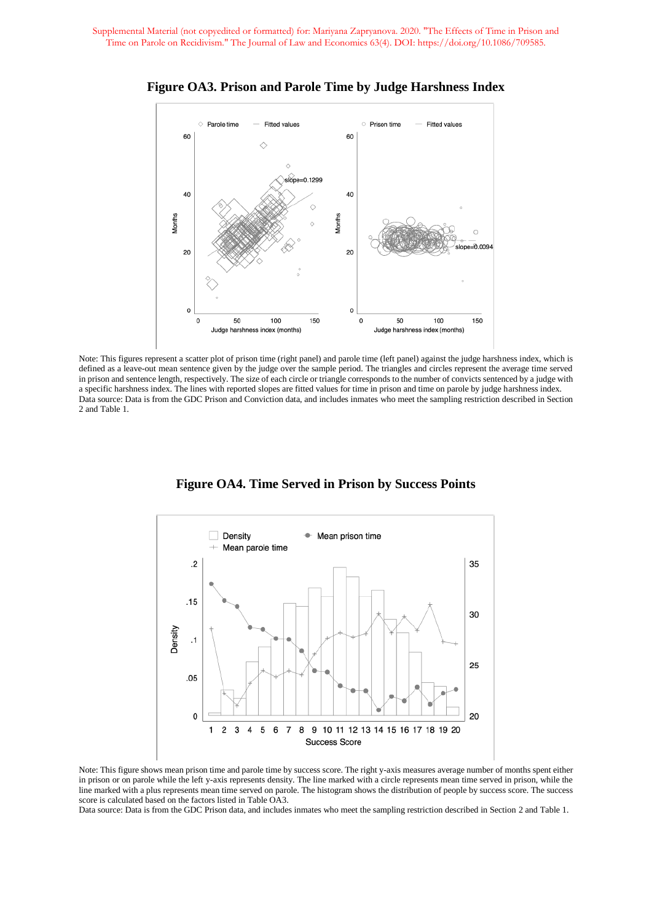## Figure OA3. Prison and Parole Time by Judge Harshness Index

Note: This figures represent a scatter plot of prison time (right panel) and parole time (left panel) against the judge harshness index, which is defined as a leave-out mean sentence given by the judge over the sample period. The triangles and circles represent the average time served in prison and sentence length, respectively. The size of each circle or triangle corresponds to the number of convicts sentenced by a judge with a specific harshness index. The lines with reported slopes are fitted values for time in prison and time on parole by judge harshness index.
Data source: Data is from the GDC Prison and Conviction data, and includes inmates who meet the sampling restriction described in Section 2 and Table 1.

## Figure OA4. Time Served in Prison by Success Points

Note: This figure shows mean prison time and parole time by success score. The right y-axis measures average number of months spent either in prison or on parole while the left y-axis represents density. The line marked with a circle represents mean time served in prison, while the line marked with a plus represents mean time served on parole. The histogram shows the distribution of people by success score. The success score is calculated based on the factors listed in Table OA3.
Data source: Data is from the GDC Prison data, and includes inmates who meet the sampling restriction described in Section 2 and Table 1.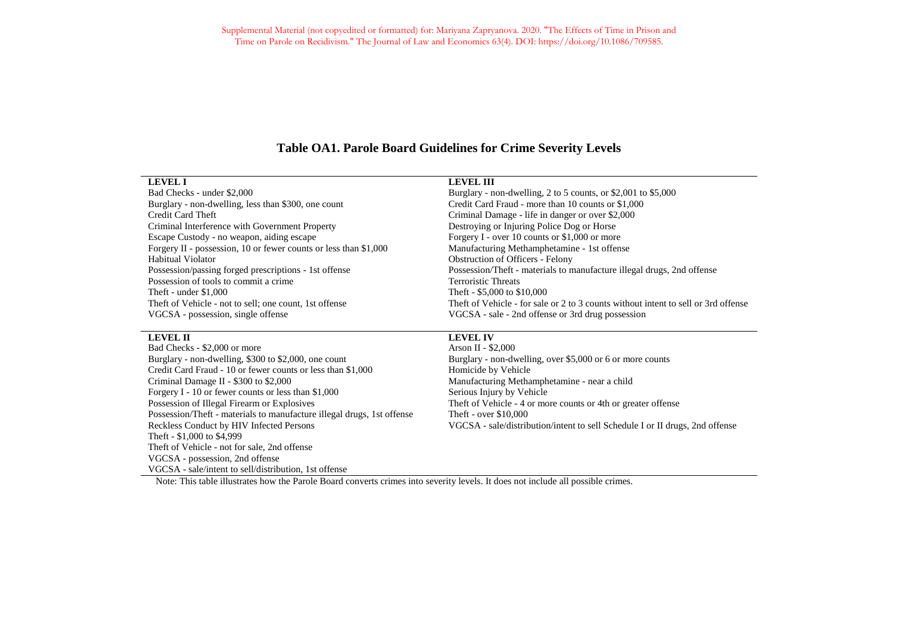## Table OA1. Parole Board Guidelines for Crime Severity Levels

| LEVEL I | LEVEL III |
|---|---|
| Bad Checks - under $2,000 | Burglary - non-dwelling, 2 to 5 counts, or $2,001 to $5,000 |
| Burglary - non-dwelling, less than $300, one count | Credit Card Fraud - more than 10 counts or $1,000 |
| Credit Card Theft | Criminal Damage - life in danger or over $2,000 |
| Criminal Interference with Government Property | Destroying or Injuring Police Dog or Horse |
| Escape Custody - no weapon, aiding escape | Forgery I - over 10 counts or $1,000 or more |
| Forgery II - possession, 10 or fewer counts or less than $1,000 | Manufacturing Methamphetamine - 1st offense |
| Habitual Violator | Obstruction of Officers - Felony |
| Possession/passing forged prescriptions - 1st offense | Possession/Theft - materials to manufacture illegal drugs, 2nd offense |
| Possession of tools to commit a crime | Terroristic Threats |
| Theft - under $1,000 | Theft - $5,000 to $10,000 |
| Theft of Vehicle - not to sell; one count, 1st offense | Theft of Vehicle - for sale or 2 to 3 counts without intent to sell or 3rd offense |
| VGCSA - possession, single offense | VGCSA - sale - 2nd offense or 3rd drug possession |
| **LEVEL II** | **LEVEL IV** |
| Bad Checks - $2,000 or more | Arson II - $2,000 |
| Burglary - non-dwelling, $300 to $2,000, one count | Burglary - non-dwelling, over $5,000 or 6 or more counts |
| Credit Card Fraud - 10 or fewer counts or less than $1,000 | Homicide by Vehicle |
| Criminal Damage II - $300 to $2,000 | Manufacturing Methamphetamine - near a child |
| Forgery I - 10 or fewer counts or less than $1,000 | Serious Injury by Vehicle |
| Possession of Illegal Firearm or Explosives | Theft of Vehicle - 4 or more counts or 4th or greater offense |
| Possession/Theft - materials to manufacture illegal drugs, 1st offense | Theft - over $10,000 |
| Reckless Conduct by HIV Infected Persons | VGCSA - sale/distribution/intent to sell Schedule I or II drugs, 2nd offense |
| Theft - $1,000 to $4,999 | |
| Theft of Vehicle - not for sale, 2nd offense | |
| VGCSA - possession, 2nd offense | |
| VGCSA - sale/intent to sell/distribution, 1st offense | |

Note: This table illustrates how the Parole Board converts crimes into severity levels. It does not include all possible crimes.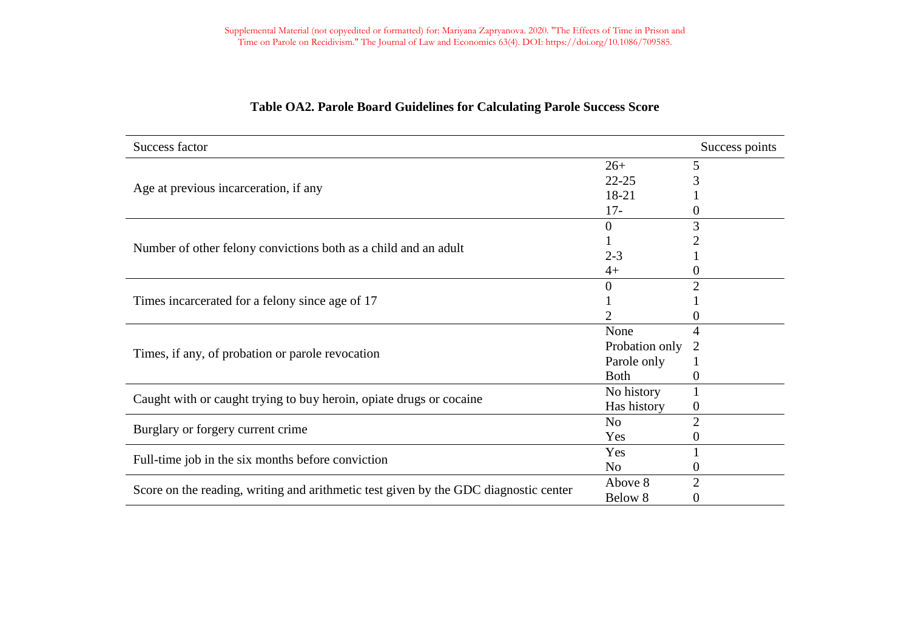**Table OA2. Parole Board Guidelines for Calculating Parole Success Score**

| Success factor | | Success points |
|---|---|---|
| Age at previous incarceration, if any | 26+ | 5 |
| | 22-25 | 3 |
| | 18-21 | 1 |
| | 17- | 0 |
| Number of other felony convictions both as a child and an adult | 0 | 3 |
| | 1 | 2 |
| | 2-3 | 1 |
| | 4+ | 0 |
| Times incarcerated for a felony since age of 17 | 0 | 2 |
| | 1 | 1 |
| | 2 | 0 |
| Times, if any, of probation or parole revocation | None | 4 |
| | Probation only | 2 |
| | Parole only | 1 |
| | Both | 0 |
| Caught with or caught trying to buy heroin, opiate drugs or cocaine | No history | 1 |
| | Has history | 0 |
| Burglary or forgery current crime | No | 2 |
| | Yes | 0 |
| Full-time job in the six months before conviction | Yes | 1 |
| | No | 0 |
| Score on the reading, writing and arithmetic test given by the GDC diagnostic center | Above 8 | 2 |
| | Below 8 | 0 |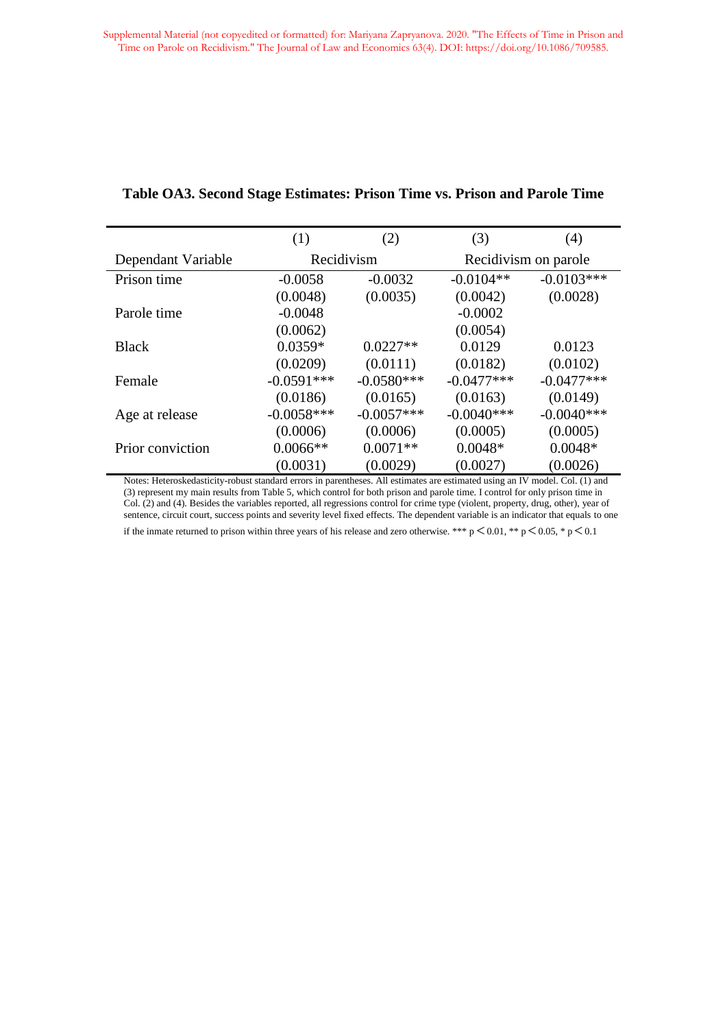**Table OA3. Second Stage Estimates: Prison Time vs. Prison and Parole Time**

| | (1) | (2) | (3) | (4) |
|---|---|---|---|---|
| Dependant Variable | Recidivism | | Recidivism on parole | |
| Prison time | -0.0058 | -0.0032 | -0.0104** | -0.0103*** |
| | (0.0048) | (0.0035) | (0.0042) | (0.0028) |
| Parole time | -0.0048 | | -0.0002 | |
| | (0.0062) | | (0.0054) | |
| Black | 0.0359* | 0.0227** | 0.0129 | 0.0123 |
| | (0.0209) | (0.0111) | (0.0182) | (0.0102) |
| Female | -0.0591*** | -0.0580*** | -0.0477*** | -0.0477*** |
| | (0.0186) | (0.0165) | (0.0163) | (0.0149) |
| Age at release | -0.0058*** | -0.0057*** | -0.0040*** | -0.0040*** |
| | (0.0006) | (0.0006) | (0.0005) | (0.0005) |
| Prior conviction | 0.0066** | 0.0071** | 0.0048* | 0.0048* |
| | (0.0031) | (0.0029) | (0.0027) | (0.0026) |

Notes: Heteroskedasticity-robust standard errors in parentheses. All estimates are estimated using an IV model. Col. (1) and (3) represent my main results from Table 5, which control for both prison and parole time. I control for only prison time in Col. (2) and (4). Besides the variables reported, all regressions control for crime type (violent, property, drug, other), year of sentence, circuit court, success points and severity level fixed effects. The dependent variable is an indicator that equals to one if the inmate returned to prison within three years of his release and zero otherwise. *** $p < 0.01$, ** $p < 0.05$, * $p < 0.1$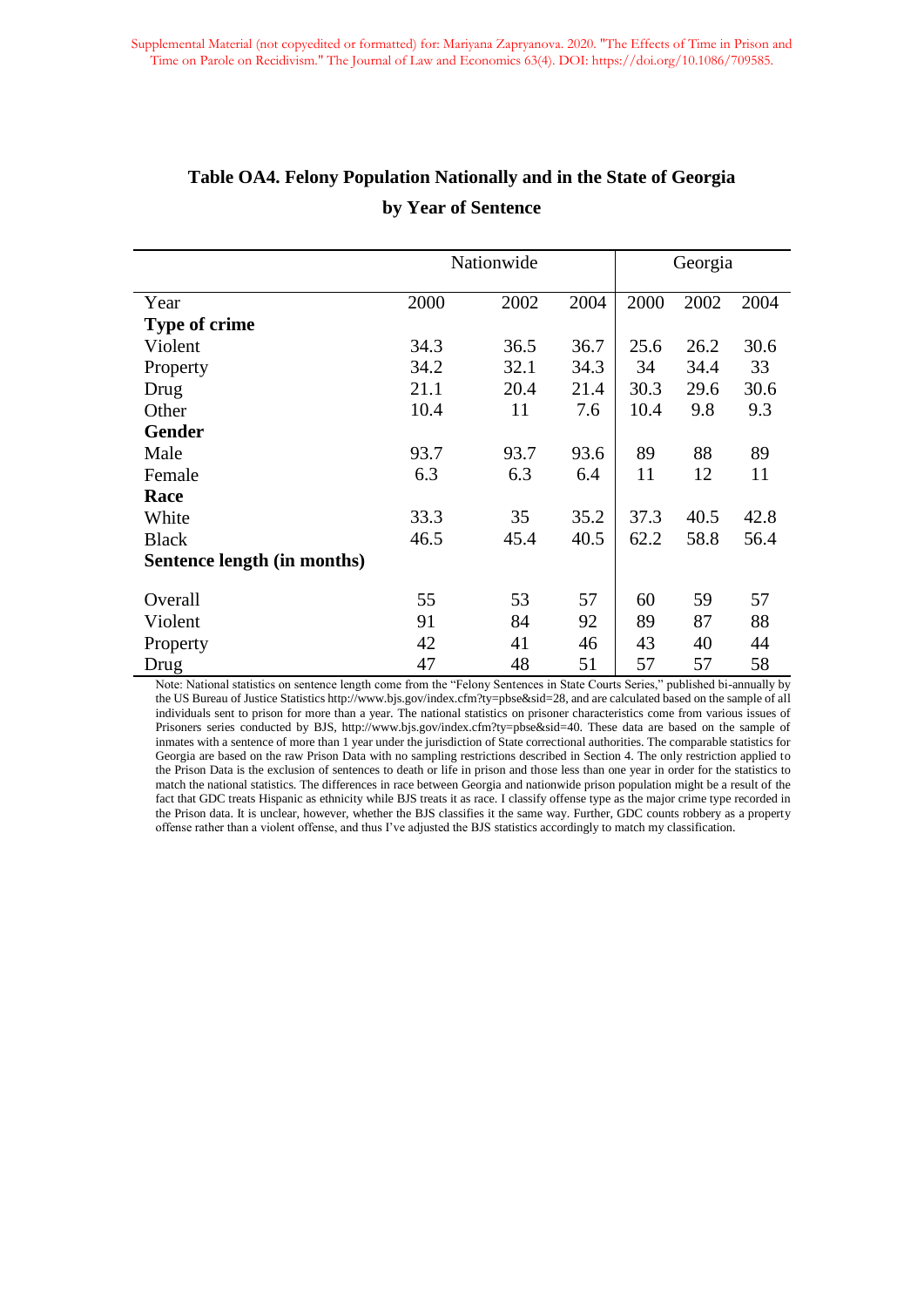**Table OA4. Felony Population Nationally and in the State of Georgia by Year of Sentence**

| | Nationwide | | | Georgia | | |
|---|---|---|---|---|---|---|
| Year | 2000 | 2002 | 2004 | 2000 | 2002 | 2004 |
| **Type of crime** | | | | | | |
| Violent | 34.3 | 36.5 | 36.7 | 25.6 | 26.2 | 30.6 |
| Property | 34.2 | 32.1 | 34.3 | 34 | 34.4 | 33 |
| Drug | 21.1 | 20.4 | 21.4 | 30.3 | 29.6 | 30.6 |
| Other | 10.4 | 11 | 7.6 | 10.4 | 9.8 | 9.3 |
| **Gender** | | | | | | |
| Male | 93.7 | 93.7 | 93.6 | 89 | 88 | 89 |
| Female | 6.3 | 6.3 | 6.4 | 11 | 12 | 11 |
| **Race** | | | | | | |
| White | 33.3 | 35 | 35.2 | 37.3 | 40.5 | 42.8 |
| Black | 46.5 | 45.4 | 40.5 | 62.2 | 58.8 | 56.4 |
| **Sentence length (in months)** | | | | | | |
| Overall | 55 | 53 | 57 | 60 | 59 | 57 |
| Violent | 91 | 84 | 92 | 89 | 87 | 88 |
| Property | 42 | 41 | 46 | 43 | 40 | 44 |
| Drug | 47 | 48 | 51 | 57 | 57 | 58 |

Note: National statistics on sentence length come from the "Felony Sentences in State Courts Series," published bi-annually by the US Bureau of Justice Statistics http://www.bjs.gov/index.cfm?ty=pbse&sid=28, and are calculated based on the sample of all individuals sent to prison for more than a year. The national statistics on prisoner characteristics come from various issues of Prisoners series conducted by BJS, http://www.bjs.gov/index.cfm?ty=pbse&sid=40. These data are based on the sample of inmates with a sentence of more than 1 year under the jurisdiction of State correctional authorities. The comparable statistics for Georgia are based on the raw Prison Data with no sampling restrictions described in Section 4. The only restriction applied to the Prison Data is the exclusion of sentences to death or life in prison and those less than one year in order for the statistics to match the national statistics. The differences in race between Georgia and nationwide prison population might be a result of the fact that GDC treats Hispanic as ethnicity while BJS treats it as race. I classify offense type as the major crime type recorded in the Prison data. It is unclear, however, whether the BJS classifies it the same way. Further, GDC counts robbery as a property offense rather than a violent offense, and thus I've adjusted the BJS statistics accordingly to match my classification.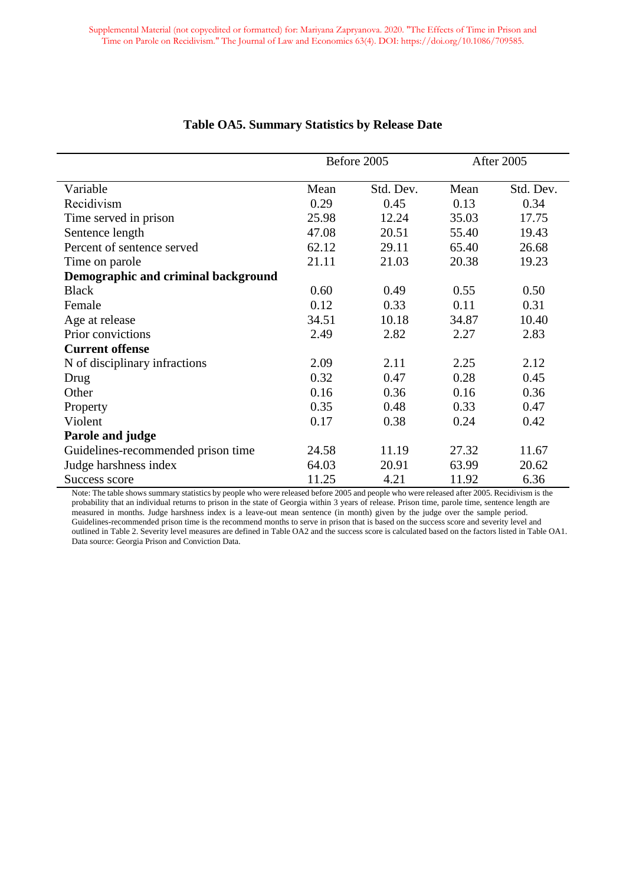## Table OA5. Summary Statistics by Release Date

| | Before 2005 | | After 2005 | |
|---|---|---|---|---|
| Variable | Mean | Std. Dev. | Mean | Std. Dev. |
| Recidivism | 0.29 | 0.45 | 0.13 | 0.34 |
| Time served in prison | 25.98 | 12.24 | 35.03 | 17.75 |
| Sentence length | 47.08 | 20.51 | 55.40 | 19.43 |
| Percent of sentence served | 62.12 | 29.11 | 65.40 | 26.68 |
| Time on parole | 21.11 | 21.03 | 20.38 | 19.23 |
| **Demographic and criminal background** | | | | |
| Black | 0.60 | 0.49 | 0.55 | 0.50 |
| Female | 0.12 | 0.33 | 0.11 | 0.31 |
| Age at release | 34.51 | 10.18 | 34.87 | 10.40 |
| Prior convictions | 2.49 | 2.82 | 2.27 | 2.83 |
| **Current offense** | | | | |
| N of disciplinary infractions | 2.09 | 2.11 | 2.25 | 2.12 |
| Drug | 0.32 | 0.47 | 0.28 | 0.45 |
| Other | 0.16 | 0.36 | 0.16 | 0.36 |
| Property | 0.35 | 0.48 | 0.33 | 0.47 |
| Violent | 0.17 | 0.38 | 0.24 | 0.42 |
| **Parole and judge** | | | | |
| Guidelines-recommended prison time | 24.58 | 11.19 | 27.32 | 11.67 |
| Judge harshness index | 64.03 | 20.91 | 63.99 | 20.62 |
| Success score | 11.25 | 4.21 | 11.92 | 6.36 |

Note: The table shows summary statistics by people who were released before 2005 and people who were released after 2005. Recidivism is the probability that an individual returns to prison in the state of Georgia within 3 years of release. Prison time, parole time, sentence length are measured in months. Judge harshness index is a leave-out mean sentence (in month) given by the judge over the sample period. Guidelines-recommended prison time is the recommend months to serve in prison that is based on the success score and severity level and outlined in Table 2. Severity level measures are defined in Table OA2 and the success score is calculated based on the factors listed in Table OA1. Data source: Georgia Prison and Conviction Data.